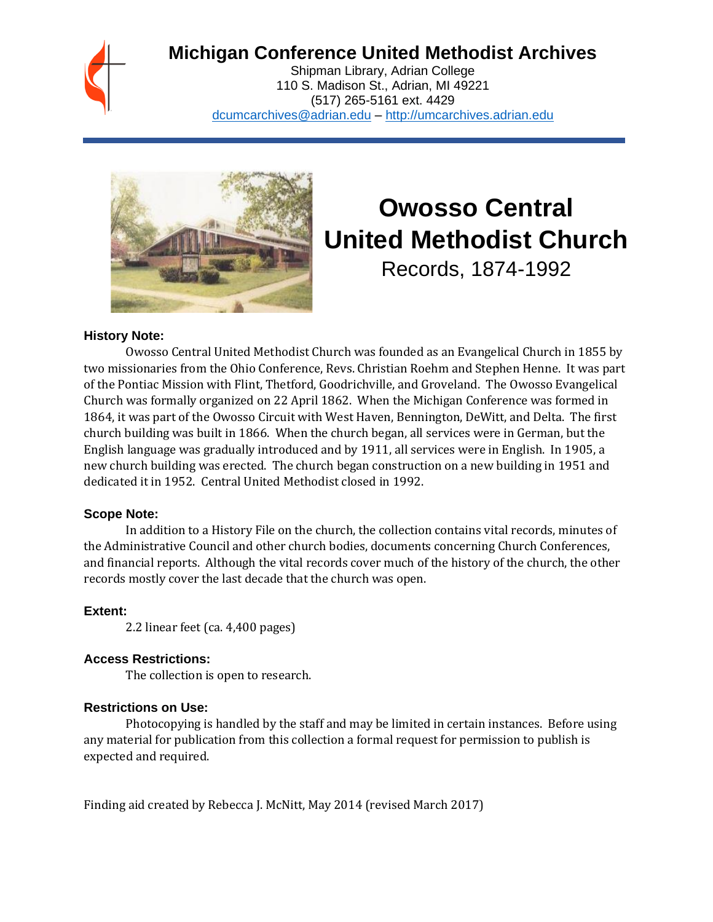# Michigan Conference United Methodist Archives

Shipman Library, Adrian College
110 S. Madison St., Adrian, MI 49221
(517) 265-5161 ext. 4429
dcumcarchives@adrian.edu – http://umcarchives.adrian.edu

# Owosso Central United Methodist Church

## Records, 1874-1992

### History Note:

Owosso Central United Methodist Church was founded as an Evangelical Church in 1855 by two missionaries from the Ohio Conference, Revs. Christian Roehm and Stephen Henne. It was part of the Pontiac Mission with Flint, Thetford, Goodrichville, and Groveland. The Owosso Evangelical Church was formally organized on 22 April 1862. When the Michigan Conference was formed in 1864, it was part of the Owosso Circuit with West Haven, Bennington, DeWitt, and Delta. The first church building was built in 1866. When the church began, all services were in German, but the English language was gradually introduced and by 1911, all services were in English. In 1905, a new church building was erected. The church began construction on a new building in 1951 and dedicated it in 1952. Central United Methodist closed in 1992.

### Scope Note:

In addition to a History File on the church, the collection contains vital records, minutes of the Administrative Council and other church bodies, documents concerning Church Conferences, and financial reports. Although the vital records cover much of the history of the church, the other records mostly cover the last decade that the church was open.

### Extent:

2.2 linear feet (ca. 4,400 pages)

### Access Restrictions:

The collection is open to research.

### Restrictions on Use:

Photocopying is handled by the staff and may be limited in certain instances. Before using any material for publication from this collection a formal request for permission to publish is expected and required.

Finding aid created by Rebecca J. McNitt, May 2014 (revised March 2017)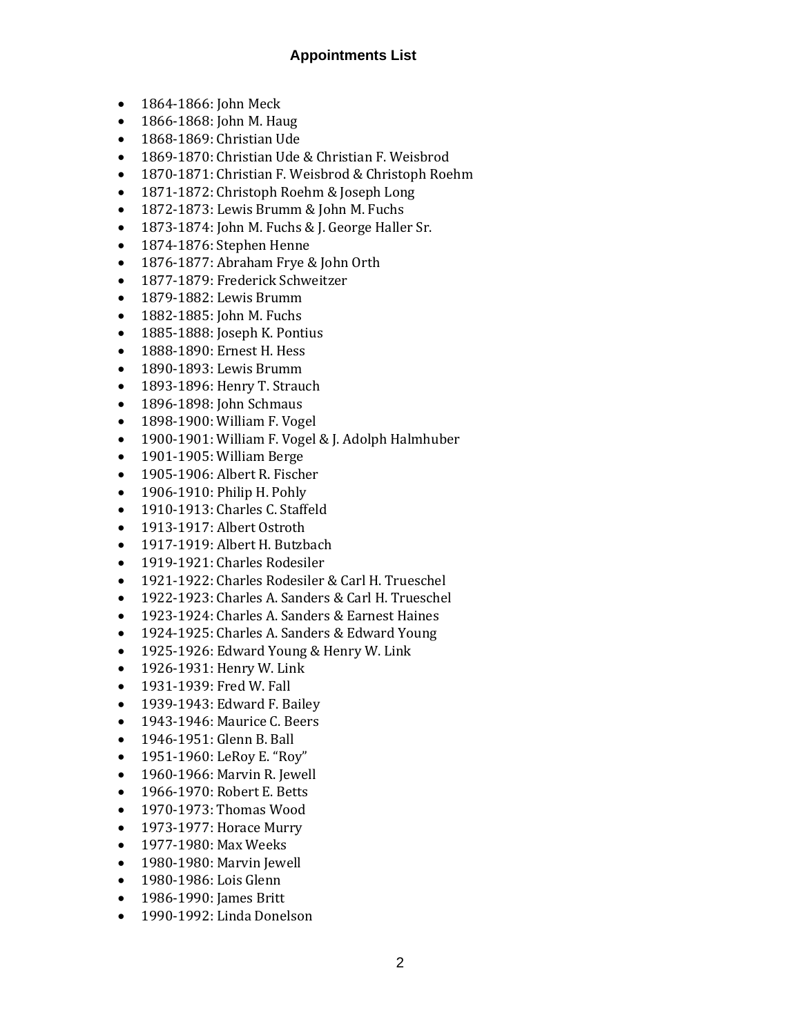## Appointments List

- 1864-1866: John Meck
- 1866-1868: John M. Haug
- 1868-1869: Christian Ude
- 1869-1870: Christian Ude & Christian F. Weisbrod
- 1870-1871: Christian F. Weisbrod & Christoph Roehm
- 1871-1872: Christoph Roehm & Joseph Long
- 1872-1873: Lewis Brumm & John M. Fuchs
- 1873-1874: John M. Fuchs & J. George Haller Sr.
- 1874-1876: Stephen Henne
- 1876-1877: Abraham Frye & John Orth
- 1877-1879: Frederick Schweitzer
- 1879-1882: Lewis Brumm
- 1882-1885: John M. Fuchs
- 1885-1888: Joseph K. Pontius
- 1888-1890: Ernest H. Hess
- 1890-1893: Lewis Brumm
- 1893-1896: Henry T. Strauch
- 1896-1898: John Schmaus
- 1898-1900: William F. Vogel
- 1900-1901: William F. Vogel & J. Adolph Halmhuber
- 1901-1905: William Berge
- 1905-1906: Albert R. Fischer
- 1906-1910: Philip H. Pohly
- 1910-1913: Charles C. Staffeld
- 1913-1917: Albert Ostroth
- 1917-1919: Albert H. Butzbach
- 1919-1921: Charles Rodesiler
- 1921-1922: Charles Rodesiler & Carl H. Trueschel
- 1922-1923: Charles A. Sanders & Carl H. Trueschel
- 1923-1924: Charles A. Sanders & Earnest Haines
- 1924-1925: Charles A. Sanders & Edward Young
- 1925-1926: Edward Young & Henry W. Link
- 1926-1931: Henry W. Link
- 1931-1939: Fred W. Fall
- 1939-1943: Edward F. Bailey
- 1943-1946: Maurice C. Beers
- 1946-1951: Glenn B. Ball
- 1951-1960: LeRoy E. “Roy”
- 1960-1966: Marvin R. Jewell
- 1966-1970: Robert E. Betts
- 1970-1973: Thomas Wood
- 1973-1977: Horace Murry
- 1977-1980: Max Weeks
- 1980-1980: Marvin Jewell
- 1980-1986: Lois Glenn
- 1986-1990: James Britt
- 1990-1992: Linda Donelson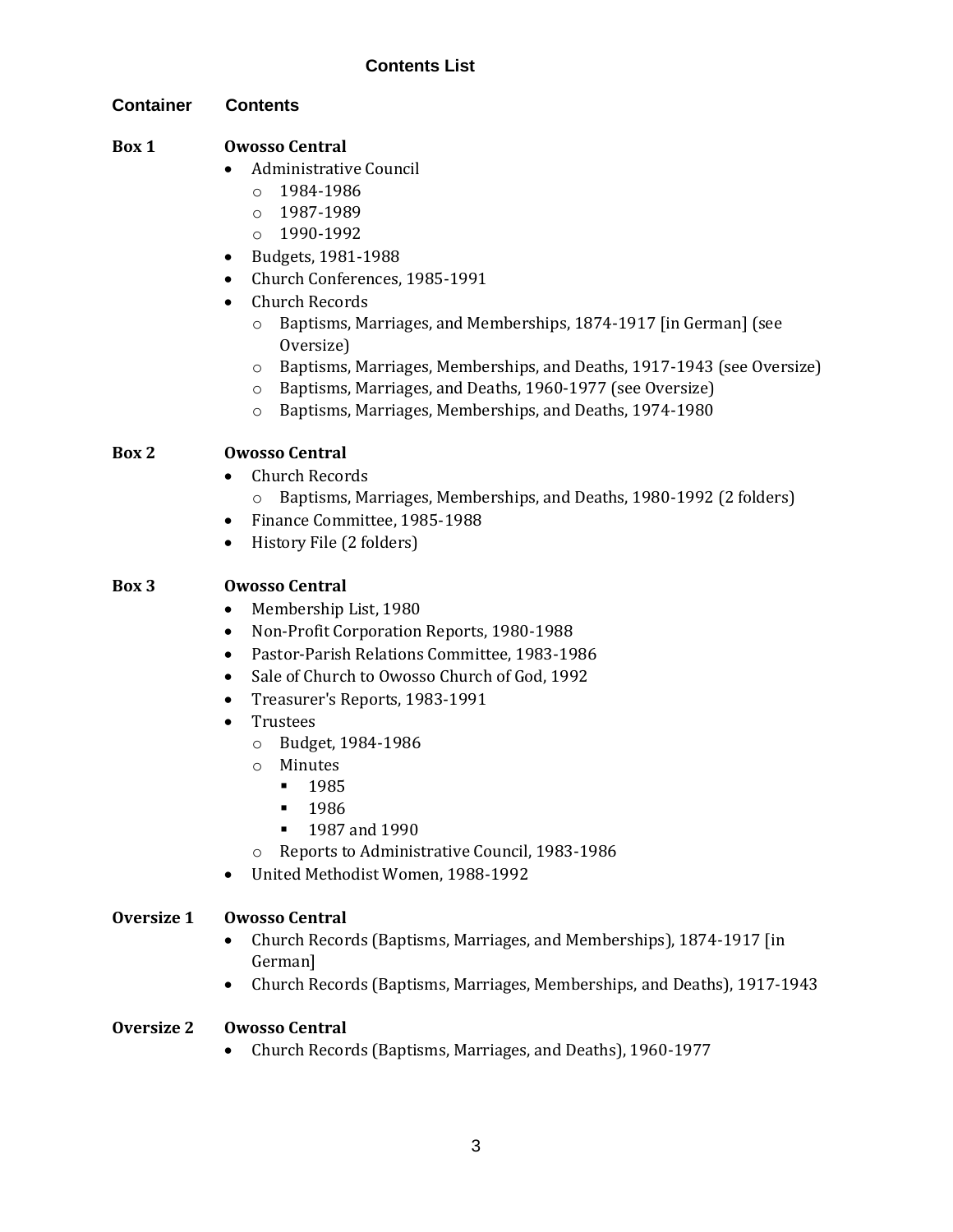## Contents List

**Container** **Contents**

**Box 1** **Owosso Central**

- Administrative Council
  - 1984-1986
  - 1987-1989
  - 1990-1992
- Budgets, 1981-1988
- Church Conferences, 1985-1991
- Church Records
  - Baptisms, Marriages, and Memberships, 1874-1917 [in German] (see Oversize)
  - Baptisms, Marriages, Memberships, and Deaths, 1917-1943 (see Oversize)
  - Baptisms, Marriages, and Deaths, 1960-1977 (see Oversize)
  - Baptisms, Marriages, Memberships, and Deaths, 1974-1980

**Box 2** **Owosso Central**

- Church Records
  - Baptisms, Marriages, Memberships, and Deaths, 1980-1992 (2 folders)
- Finance Committee, 1985-1988
- History File (2 folders)

**Box 3** **Owosso Central**

- Membership List, 1980
- Non-Profit Corporation Reports, 1980-1988
- Pastor-Parish Relations Committee, 1983-1986
- Sale of Church to Owosso Church of God, 1992
- Treasurer's Reports, 1983-1991
- Trustees
  - Budget, 1984-1986
  - Minutes
    - 1985
    - 1986
    - 1987 and 1990
  - Reports to Administrative Council, 1983-1986
- United Methodist Women, 1988-1992

**Oversize 1** **Owosso Central**

- Church Records (Baptisms, Marriages, and Memberships), 1874-1917 [in German]
- Church Records (Baptisms, Marriages, Memberships, and Deaths), 1917-1943

**Oversize 2** **Owosso Central**

- Church Records (Baptisms, Marriages, and Deaths), 1960-1977